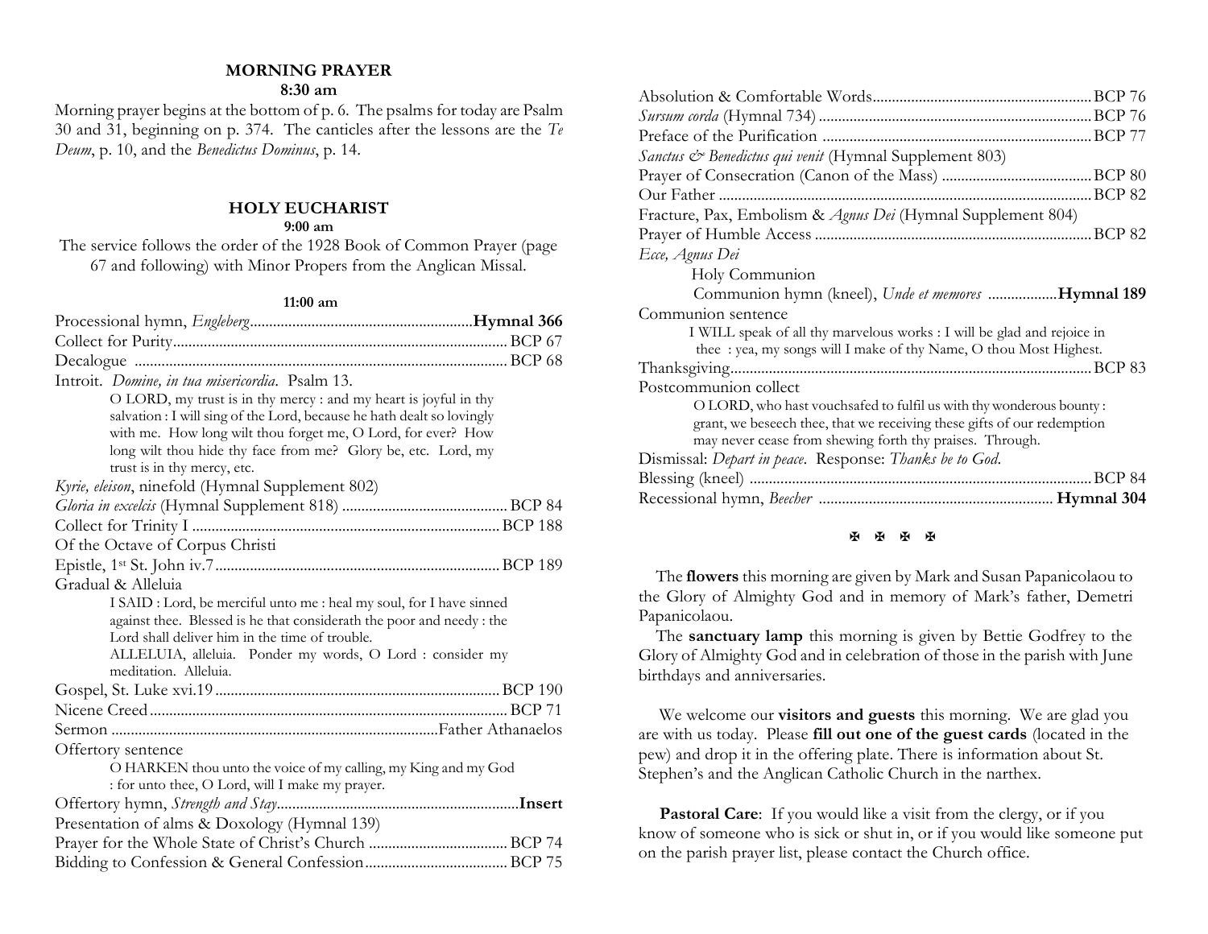## MORNING PRAYER

**8:30 am**

Morning prayer begins at the bottom of p. 6. The psalms for today are Psalm 30 and 31, beginning on p. 374. The canticles after the lessons are the *Te Deum*, p. 10, and the *Benedictus Dominus*, p. 14.

## HOLY EUCHARIST

**9:00 am**

The service follows the order of the 1928 Book of Common Prayer (page 67 and following) with Minor Propers from the Anglican Missal.

**11:00 am**

Processional hymn, *Engleberg*.......................................................**Hymnal 366**
Collect for Purity....................................................................................... BCP 67
Decalogue ................................................................................................ BCP 68
Introit. *Domine, in tua misericordia*. Psalm 13.

> O LORD, my trust is in thy mercy : and my heart is joyful in thy salvation : I will sing of the Lord, because he hath dealt so lovingly with me. How long wilt thou forget me, O Lord, for ever? How long wilt thou hide thy face from me? Glory be, etc. Lord, my trust is in thy mercy, etc.

*Kyrie, eleison*, ninefold (Hymnal Supplement 802)
*Gloria in excelcis* (Hymnal Supplement 818) ........................................... BCP 84
Collect for Trinity I ................................................................................ BCP 188
Of the Octave of Corpus Christi
Epistle, 1st St. John iv.7.......................................................................... BCP 189
Gradual & Alleluia

> I SAID : Lord, be merciful unto me : heal my soul, for I have sinned against thee. Blessed is he that considerath the poor and needy : the Lord shall deliver him in the time of trouble.
> ALLELUIA, alleluia. Ponder my words, O Lord : consider my meditation. Alleluia.

Gospel, St. Luke xvi.19......................................................................... BCP 190
Nicene Creed............................................................................................ BCP 71
Sermon ....................................................................................Father Athanaelos
Offertory sentence

> O HARKEN thou unto the voice of my calling, my King and my God : for unto thee, O Lord, will I make my prayer.

Offertory hymn, *Strength and Stay*..............................................................**Insert**
Presentation of alms & Doxology (Hymnal 139)
Prayer for the Whole State of Christ's Church .................................... BCP 74
Bidding to Confession & General Confession..................................... BCP 75
Absolution & Comfortable Words........................................................ BCP 76
*Sursum corda* (Hymnal 734) ...................................................................... BCP 76
Preface of the Purification ...................................................................... BCP 77
*Sanctus & Benedictus qui venit* (Hymnal Supplement 803)
Prayer of Consecration (Canon of the Mass) ....................................... BCP 80
Our Father ................................................................................................ BCP 82
Fracture, Pax, Embolism & *Agnus Dei* (Hymnal Supplement 804)
Prayer of Humble Access ....................................................................... BCP 82
*Ecce, Agnus Dei*

Holy Communion

Communion hymn (kneel), *Unde et memores* .................**Hymnal 189**

Communion sentence

> I WILL speak of all thy marvelous works : I will be glad and rejoice in thee : yea, my songs will I make of thy Name, O thou Most Highest.

Thanksgiving............................................................................................. BCP 83
Postcommunion collect

> O LORD, who hast vouchsafed to fulfil us with thy wonderous bounty : grant, we beseech thee, that we receiving these gifts of our redemption may never cease from shewing forth thy praises. Through.

Dismissal: *Depart in peace*. Response: *Thanks be to God*.
Blessing (kneel) ........................................................................................ BCP 84
Recessional hymn, *Beecher* ............................................................ **Hymnal 304**

✠ ✠ ✠ ✠

The **flowers** this morning are given by Mark and Susan Papanicolaou to the Glory of Almighty God and in memory of Mark's father, Demetri Papanicolaou.

The **sanctuary lamp** this morning is given by Bettie Godfrey to the Glory of Almighty God and in celebration of those in the parish with June birthdays and anniversaries.

We welcome our **visitors and guests** this morning. We are glad you are with us today. Please **fill out one of the guest cards** (located in the pew) and drop it in the offering plate. There is information about St. Stephen's and the Anglican Catholic Church in the narthex.

**Pastoral Care**: If you would like a visit from the clergy, or if you know of someone who is sick or shut in, or if you would like someone put on the parish prayer list, please contact the Church office.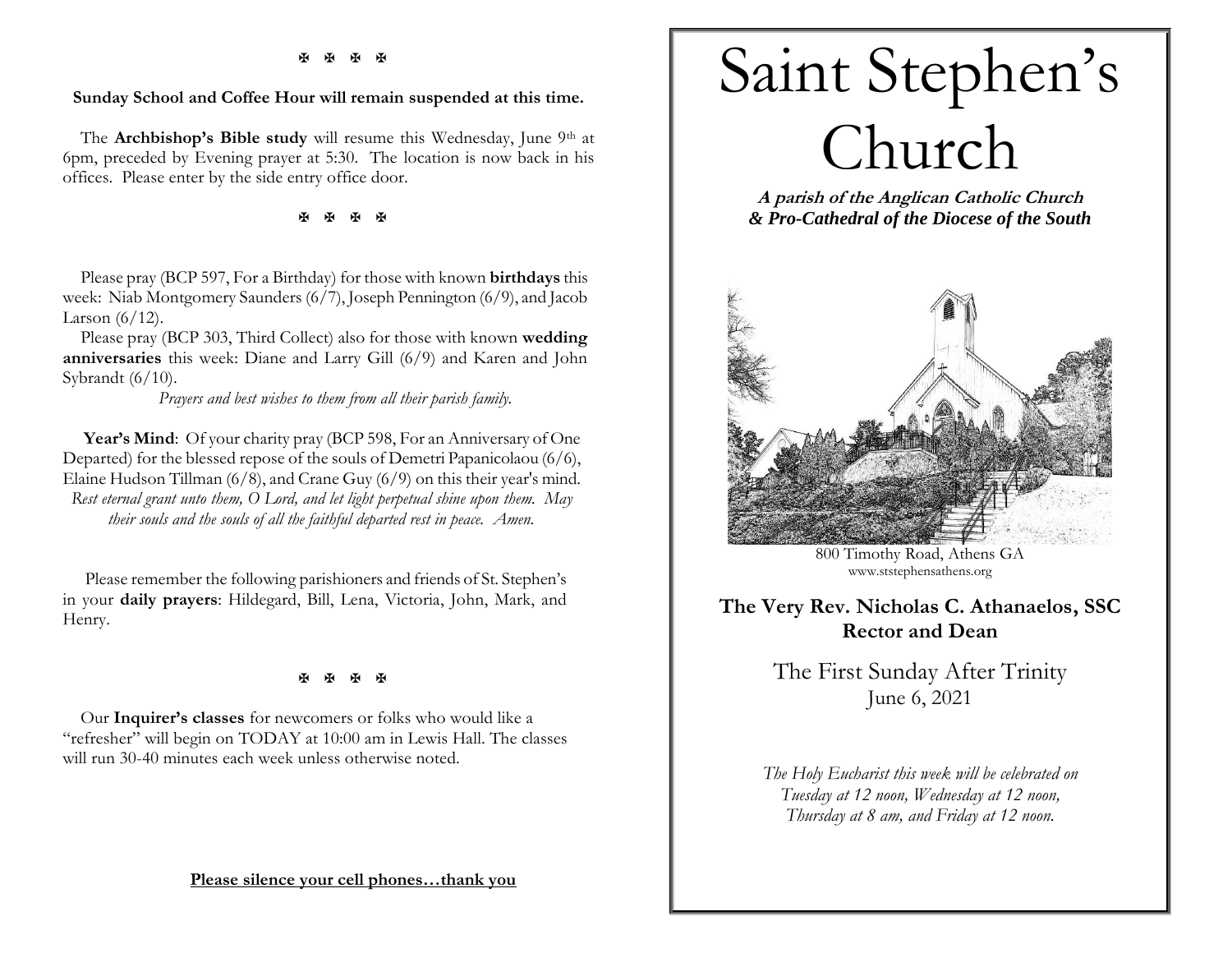✠ ✠ ✠ ✠

**Sunday School and Coffee Hour will remain suspended at this time.**

The **Archbishop's Bible study** will resume this Wednesday, June 9th at 6pm, preceded by Evening prayer at 5:30. The location is now back in his offices. Please enter by the side entry office door.

✠ ✠ ✠ ✠

Please pray (BCP 597, For a Birthday) for those with known **birthdays** this week: Niab Montgomery Saunders (6/7), Joseph Pennington (6/9), and Jacob Larson (6/12).

Please pray (BCP 303, Third Collect) also for those with known **wedding anniversaries** this week: Diane and Larry Gill (6/9) and Karen and John Sybrandt (6/10).

*Prayers and best wishes to them from all their parish family.*

**Year's Mind**: Of your charity pray (BCP 598, For an Anniversary of One Departed) for the blessed repose of the souls of Demetri Papanicolaou (6/6), Elaine Hudson Tillman (6/8), and Crane Guy (6/9) on this their year's mind.

*Rest eternal grant unto them, O Lord, and let light perpetual shine upon them. May their souls and the souls of all the faithful departed rest in peace. Amen.*

Please remember the following parishioners and friends of St. Stephen's in your **daily prayers**: Hildegard, Bill, Lena, Victoria, John, Mark, and Henry.

✠ ✠ ✠ ✠

Our **Inquirer's classes** for newcomers or folks who would like a "refresher" will begin on TODAY at 10:00 am in Lewis Hall. The classes will run 30-40 minutes each week unless otherwise noted.

**Please silence your cell phones…thank you**

# Saint Stephen's Church

***A parish of the Anglican Catholic Church***
***& Pro-Cathedral of the Diocese of the South***

800 Timothy Road, Athens GA
www.ststephensathens.org

**The Very Rev. Nicholas C. Athanaelos, SSC**
**Rector and Dean**

The First Sunday After Trinity
June 6, 2021

*The Holy Eucharist this week will be celebrated on Tuesday at 12 noon, Wednesday at 12 noon, Thursday at 8 am, and Friday at 12 noon.*